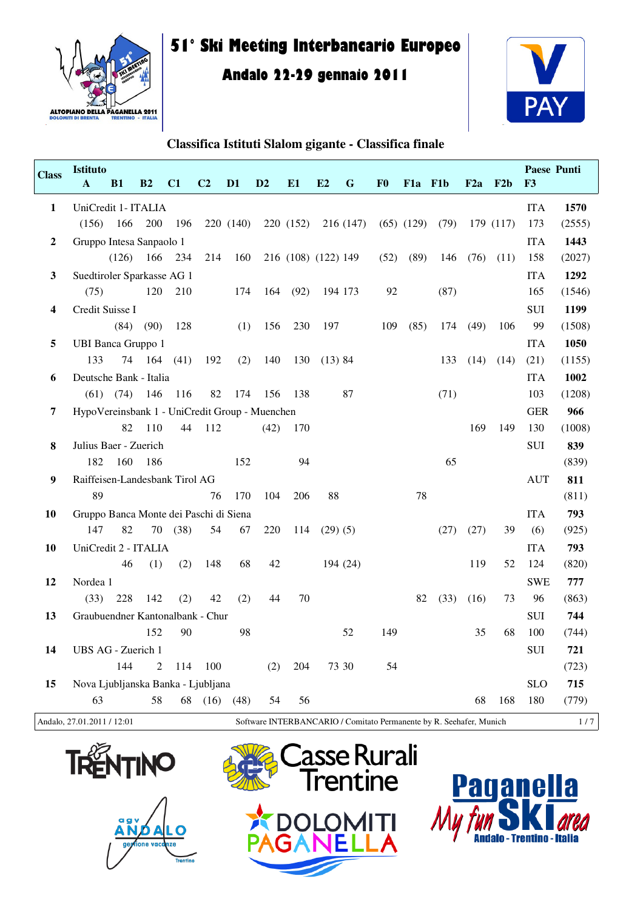| Class | Istituto | A | B1 | B2 | C1 | C2 | D1 | D2 | E1 | E2 | G | F0 | F1a | F1b | F2a | F2b | F3 | Paese | Punti |
|---|---|---|---|---|---|---|---|---|---|---|---|---|---|---|---|---|---|---|---|
| 1 | UniCredit 1- ITALIA | (156) | 166 | 200 | 196 | 220 | (140) | 220 | (152) | 216 | (147) | (65) | (129) | (79) | 179 | (117) | 173 | ITA | **1570** (2555) |
| 2 | Gruppo Intesa Sanpaolo 1 | | (126) | 166 | 234 | 214 | 160 | 216 | (108) | (122) | 149 | (52) | (89) | 146 | (76) | (11) | 158 | ITA | **1443** (2027) |
| 3 | Suedtiroler Sparkasse AG 1 | (75) | | 120 | 210 | | 174 | 164 | (92) | 194 | 173 | 92 | | (87) | | | 165 | ITA | **1292** (1546) |
| 4 | Credit Suisse I | | (84) | (90) | 128 | | (1) | 156 | 230 | 197 | | 109 | (85) | 174 | (49) | 106 | 99 | SUI | **1199** (1508) |
| 5 | UBI Banca Gruppo 1 | 133 | 74 | 164 | (41) | 192 | (2) | 140 | 130 | (13) | 84 | | | 133 | (14) | (14) | (21) | ITA | **1050** (1155) |
| 6 | Deutsche Bank - Italia | (61) | (74) | 146 | 116 | 82 | 174 | 156 | 138 | | 87 | | | (71) | | | 103 | ITA | **1002** (1208) |
| 7 | HypoVereinsbank 1 - UniCredit Group - Muenchen | | 82 | 110 | 44 | 112 | | (42) | 170 | | | | | | 169 | 149 | 130 | GER | **966** (1008) |
| 8 | Julius Baer - Zuerich | 182 | 160 | 186 | | | 152 | | 94 | | | | | 65 | | | | SUI | **839** (839) |
| 9 | Raiffeisen-Landesbank Tirol AG | 89 | | | | 76 | 170 | 104 | 206 | 88 | | | 78 | | | | | AUT | **811** (811) |
| 10 | Gruppo Banca Monte dei Paschi di Siena | 147 | 82 | 70 | (38) | 54 | 67 | 220 | 114 | (29) | (5) | | | (27) | (27) | 39 | (6) | ITA | **793** (925) |
| 10 | UniCredit 2 - ITALIA | | 46 | (1) | (2) | 148 | 68 | 42 | | 194 | (24) | | | | 119 | 52 | 124 | ITA | **793** (820) |
| 12 | Nordea 1 | (33) | 228 | 142 | (2) | 42 | (2) | 44 | 70 | | | | 82 | (33) | (16) | 73 | 96 | SWE | **777** (863) |
| 13 | Graubuendner Kantonalbank - Chur | | | 152 | 90 | | 98 | | | | 52 | 149 | | | 35 | 68 | 100 | SUI | **744** (744) |
| 14 | UBS AG - Zuerich 1 | | 144 | 2 | 114 | 100 | | (2) | 204 | 73 | 30 | 54 | | | | | | SUI | **721** (723) |
| 15 | Nova Ljubljanska Banka - Ljubljana | 63 | | 58 | 68 | (16) | (48) | 54 | 56 | | | | | | 68 | 168 | 180 | SLO | **715** (779) |

Andalo, 27.01.2011 / 12:01 — Software INTERBANCARIO / Comitato Permanente by R. Seehafer, Munich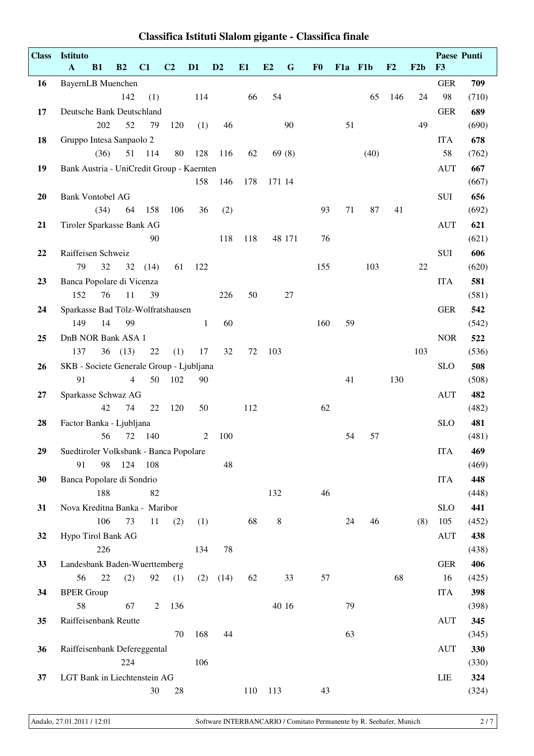# Classifica Istituti Slalom gigante - Classifica finale

| Class | Istituto | A | B1 | B2 | C1 | C2 | D1 | D2 | E1 | E2 | G | F0 | F1a | F1b | F2 | F2b | F3 | Paese | Punti |
|---|---|---|---|---|---|---|---|---|---|---|---|---|---|---|---|---|---|---|---|
| 16 | BayernLB Muenchen | | | 142 | (1) | | 114 | | 66 | 54 | | | | 65 | 146 | 24 | 98 | GER | **709** (710) |
| 17 | Deutsche Bank Deutschland | | 202 | 52 | 79 | 120 | (1) | 46 | | | 90 | | 51 | | | 49 | | GER | **689** (690) |
| 18 | Gruppo Intesa Sanpaolo 2 | | (36) | 51 | 114 | 80 | 128 | 116 | 62 | 69 | (8) | | | (40) | | | 58 | ITA | **678** (762) |
| 19 | Bank Austria - UniCredit Group - Kaernten | | | | | | 158 | 146 | 178 | 171 | 14 | | | | | | | AUT | **667** (667) |
| 20 | Bank Vontobel AG | | (34) | 64 | 158 | 106 | 36 | (2) | | | | 93 | 71 | 87 | 41 | | | SUI | **656** (692) |
| 21 | Tiroler Sparkasse Bank AG | | | | 90 | | | 118 | 118 | 48 | 171 | 76 | | | | | | AUT | **621** (621) |
| 22 | Raiffeisen Schweiz | 79 | 32 | 32 | (14) | 61 | 122 | | | | | 155 | | 103 | | 22 | | SUI | **606** (620) |
| 23 | Banca Popolare di Vicenza | 152 | 76 | 11 | 39 | | | 226 | 50 | | 27 | | | | | | | ITA | **581** (581) |
| 24 | Sparkasse Bad Tölz-Wolfratshausen | 149 | 14 | 99 | | | 1 | 60 | | | | 160 | 59 | | | | | GER | **542** (542) |
| 25 | DnB NOR Bank ASA 1 | 137 | 36 | (13) | 22 | (1) | 17 | 32 | 72 | 103 | | | | | | 103 | | NOR | **522** (536) |
| 26 | SKB - Societe Generale Group - Ljubljana | 91 | | 4 | 50 | 102 | 90 | | | | | | 41 | | 130 | | | SLO | **508** (508) |
| 27 | Sparkasse Schwaz AG | | 42 | 74 | 22 | 120 | 50 | | 112 | | | 62 | | | | | | AUT | **482** (482) |
| 28 | Factor Banka - Ljubljana | | 56 | 72 | 140 | | 2 | 100 | | | | | 54 | 57 | | | | SLO | **481** (481) |
| 29 | Suedtiroler Volksbank - Banca Popolare | 91 | 98 | 124 | 108 | | | 48 | | | | | | | | | | ITA | **469** (469) |
| 30 | Banca Popolare di Sondrio | | 188 | | 82 | | | | | 132 | | 46 | | | | | | ITA | **448** (448) |
| 31 | Nova Kreditna Banka - Maribor | | 106 | 73 | 11 | (2) | (1) | | 68 | 8 | | | 24 | 46 | | (8) | 105 | SLO | **441** (452) |
| 32 | Hypo Tirol Bank AG | | 226 | | | | 134 | 78 | | | | | | | | | | AUT | **438** (438) |
| 33 | Landesbank Baden-Wuerttemberg | 56 | 22 | (2) | 92 | (1) | (2) | (14) | 62 | | 33 | 57 | | | 68 | | 16 | GER | **406** (425) |
| 34 | BPER Group | 58 | | 67 | 2 | 136 | | | | 40 | 16 | | 79 | | | | | ITA | **398** (398) |
| 35 | Raiffeisenbank Reutte | | | | | 70 | 168 | 44 | | | | | 63 | | | | | AUT | **345** (345) |
| 36 | Raiffeisenbank Defereggental | | | 224 | | | 106 | | | | | | | | | | | AUT | **330** (330) |
| 37 | LGT Bank in Liechtenstein AG | | | | 30 | 28 | | | 110 | 113 | | 43 | | | | | | LIE | **324** (324) |

Andalo, 27.01.2011 / 12:01 — Software INTERBANCARIO / Comitato Permanente by R. Seehafer, Munich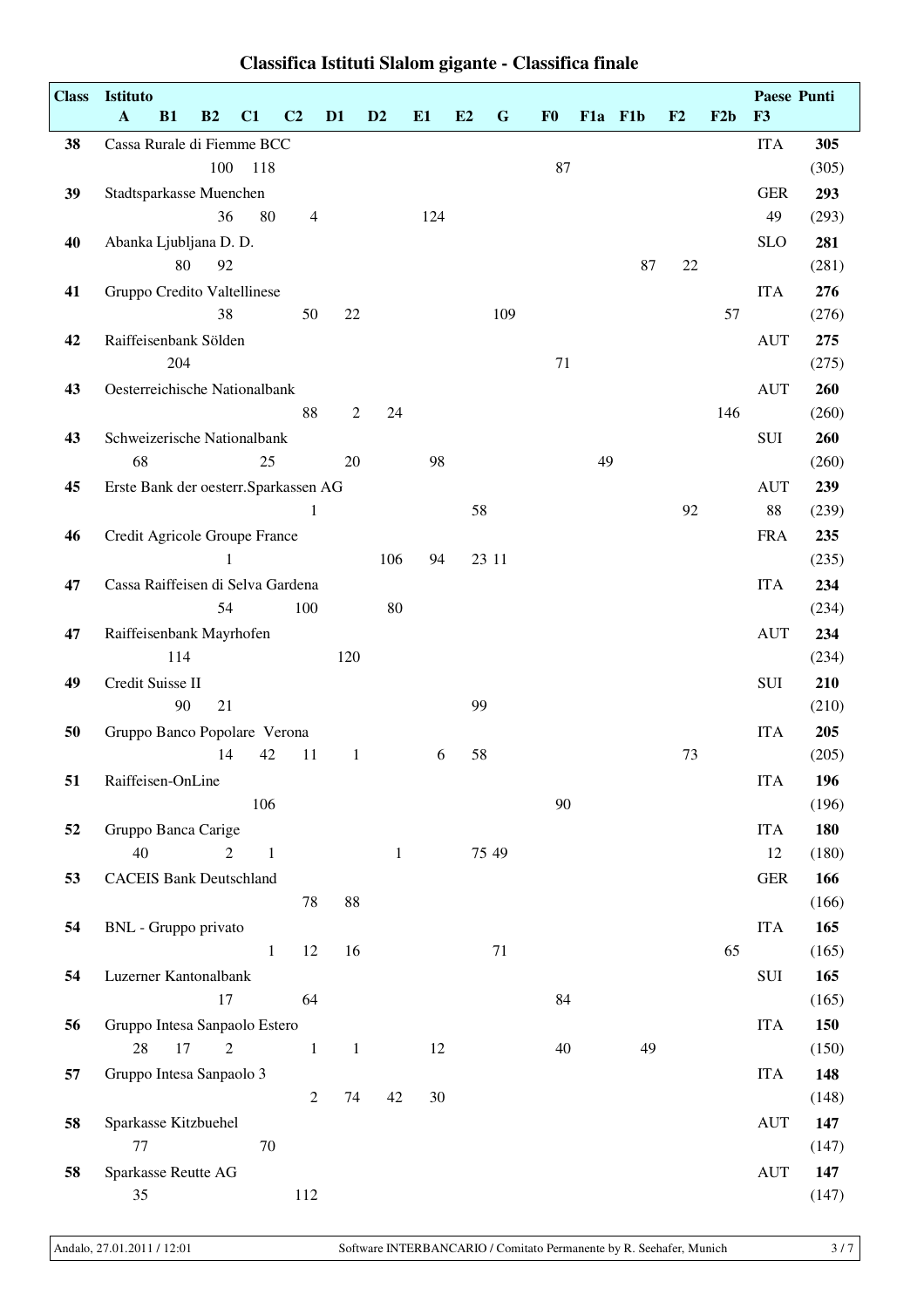# Classifica Istituti Slalom gigante - Classifica finale

| Class | Istituto | A | B1 | B2 | C1 | C2 | D1 | D2 | E1 | E2 | G | F0 | F1a | F1b | F2 | F2b | F3 | Paese | Punti |
|---|---|---|---|---|---|---|---|---|---|---|---|---|---|---|---|---|---|---|---|
| 38 | Cassa Rurale di Fiemme BCC | | | 100 | 118 | | | | | | | 87 | | | | | | ITA | 305 (305) |
| 39 | Stadtsparkasse Muenchen | | | 36 | 80 | 4 | | | 124 | | | | | | | | 49 | GER | 293 (293) |
| 40 | Abanka Ljubljana D. D. | | 80 | 92 | | | | | | | | | | 87 | 22 | | | SLO | 281 (281) |
| 41 | Gruppo Credito Valtellinese | | | 38 | | 50 | 22 | | | | 109 | | | | | 57 | | ITA | 276 (276) |
| 42 | Raiffeisenbank Sölden | | 204 | | | | | | | | | 71 | | | | | | AUT | 275 (275) |
| 43 | Oesterreichische Nationalbank | | | | | 88 | 2 | 24 | | | | | | | | 146 | | AUT | 260 (260) |
| 43 | Schweizerische Nationalbank | 68 | | | 25 | | 20 | | 98 | | | | 49 | | | | | SUI | 260 (260) |
| 45 | Erste Bank der oesterr.Sparkassen AG | | | | | 1 | | | | 58 | | | | | 92 | | 88 | AUT | 239 (239) |
| 46 | Credit Agricole Groupe France | | | 1 | | | | 106 | 94 | 23 | 11 | | | | | | | FRA | 235 (235) |
| 47 | Cassa Raiffeisen di Selva Gardena | | | 54 | | 100 | | 80 | | | | | | | | | | ITA | 234 (234) |
| 47 | Raiffeisenbank Mayrhofen | | 114 | | | | 120 | | | | | | | | | | | AUT | 234 (234) |
| 49 | Credit Suisse II | | 90 | 21 | | | | | | 99 | | | | | | | | SUI | 210 (210) |
| 50 | Gruppo Banco Popolare Verona | | | 14 | 42 | 11 | 1 | | 6 | 58 | | | | | 73 | | | ITA | 205 (205) |
| 51 | Raiffeisen-OnLine | | | | 106 | | | | | | | 90 | | | | | | ITA | 196 (196) |
| 52 | Gruppo Banca Carige | 40 | | 2 | 1 | | | 1 | | 75 | 49 | | | | | | 12 | ITA | 180 (180) |
| 53 | CACEIS Bank Deutschland | | | | | 78 | 88 | | | | | | | | | | | GER | 166 (166) |
| 54 | BNL - Gruppo privato | | | | 1 | 12 | 16 | | | | 71 | | | | | 65 | | ITA | 165 (165) |
| 54 | Luzerner Kantonalbank | | | 17 | | 64 | | | | | | 84 | | | | | | SUI | 165 (165) |
| 56 | Gruppo Intesa Sanpaolo Estero | 28 | 17 | 2 | | 1 | 1 | | 12 | | | 40 | | 49 | | | | ITA | 150 (150) |
| 57 | Gruppo Intesa Sanpaolo 3 | | | | | 2 | 74 | 42 | 30 | | | | | | | | | ITA | 148 (148) |
| 58 | Sparkasse Kitzbuehel | 77 | | | 70 | | | | | | | | | | | | | AUT | 147 (147) |
| 58 | Sparkasse Reutte AG | 35 | | | | 112 | | | | | | | | | | | | AUT | 147 (147) |

Andalo, 27.01.2011 / 12:01 — Software INTERBANCARIO / Comitato Permanente by R. Seehafer, Munich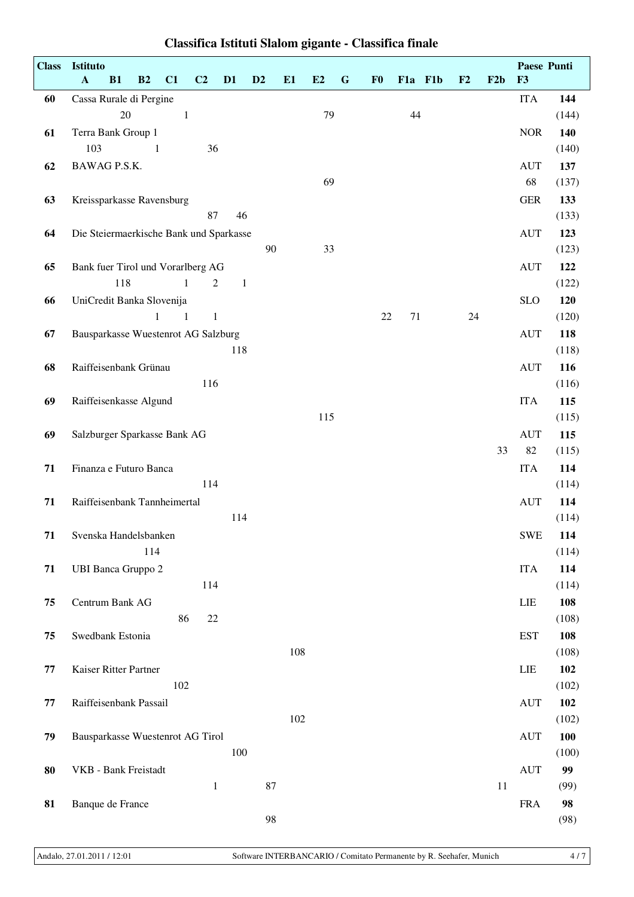# Classifica Istituti Slalom gigante - Classifica finale

| Class | Istituto | A | B1 | B2 | C1 | C2 | D1 | D2 | E1 | E2 | G | F0 | F1a | F1b | F2 | F2b | F3 | Paese | Punti |
|---|---|---|---|---|---|---|---|---|---|---|---|---|---|---|---|---|---|---|---|
| 60 | Cassa Rurale di Pergine | | 20 | | 1 | | | | | 79 | | | 44 | | | | | ITA | 144 (144) |
| 61 | Terra Bank Group 1 | 103 | | 1 | | 36 | | | | | | | | | | | | NOR | 140 (140) |
| 62 | BAWAG P.S.K. | | | | | | | | | 69 | | | | | | | 68 | AUT | 137 (137) |
| 63 | Kreissparkasse Ravensburg | | | | | 87 | 46 | | | | | | | | | | | GER | 133 (133) |
| 64 | Die Steiermaerkische Bank und Sparkasse | | | | | | | 90 | | 33 | | | | | | | | AUT | 123 (123) |
| 65 | Bank fuer Tirol und Vorarlberg AG | | 118 | | 1 | 2 | 1 | | | | | | | | | | | AUT | 122 (122) |
| 66 | UniCredit Banka Slovenija | | | 1 | 1 | 1 | | | | | | 22 | 71 | | 24 | | | SLO | 120 (120) |
| 67 | Bausparkasse Wuestenrot AG Salzburg | | | | | | 118 | | | | | | | | | | | AUT | 118 (118) |
| 68 | Raiffeisenbank Grünau | | | | | 116 | | | | | | | | | | | | AUT | 116 (116) |
| 69 | Raiffeisenkasse Algund | | | | | | | | | 115 | | | | | | | | ITA | 115 (115) |
| 69 | Salzburger Sparkasse Bank AG | | | | | | | | | | | | | | | 33 | 82 | AUT | 115 (115) |
| 71 | Finanza e Futuro Banca | | | | | 114 | | | | | | | | | | | | ITA | 114 (114) |
| 71 | Raiffeisenbank Tannheimertal | | | | | | 114 | | | | | | | | | | | AUT | 114 (114) |
| 71 | Svenska Handelsbanken | | | 114 | | | | | | | | | | | | | | SWE | 114 (114) |
| 71 | UBI Banca Gruppo 2 | | | | | 114 | | | | | | | | | | | | ITA | 114 (114) |
| 75 | Centrum Bank AG | | | | 86 | 22 | | | | | | | | | | | | LIE | 108 (108) |
| 75 | Swedbank Estonia | | | | | | | | 108 | | | | | | | | | EST | 108 (108) |
| 77 | Kaiser Ritter Partner | | | | 102 | | | | | | | | | | | | | LIE | 102 (102) |
| 77 | Raiffeisenbank Passail | | | | | | | | 102 | | | | | | | | | AUT | 102 (102) |
| 79 | Bausparkasse Wuestenrot AG Tirol | | | | | | 100 | | | | | | | | | | | AUT | 100 (100) |
| 80 | VKB - Bank Freistadt | | | | | 1 | | 87 | | | | | | | | 11 | | AUT | 99 (99) |
| 81 | Banque de France | | | | | | | 98 | | | | | | | | | | FRA | 98 (98) |

Andalo, 27.01.2011 / 12:01 — Software INTERBANCARIO / Comitato Permanente by R. Seehafer, Munich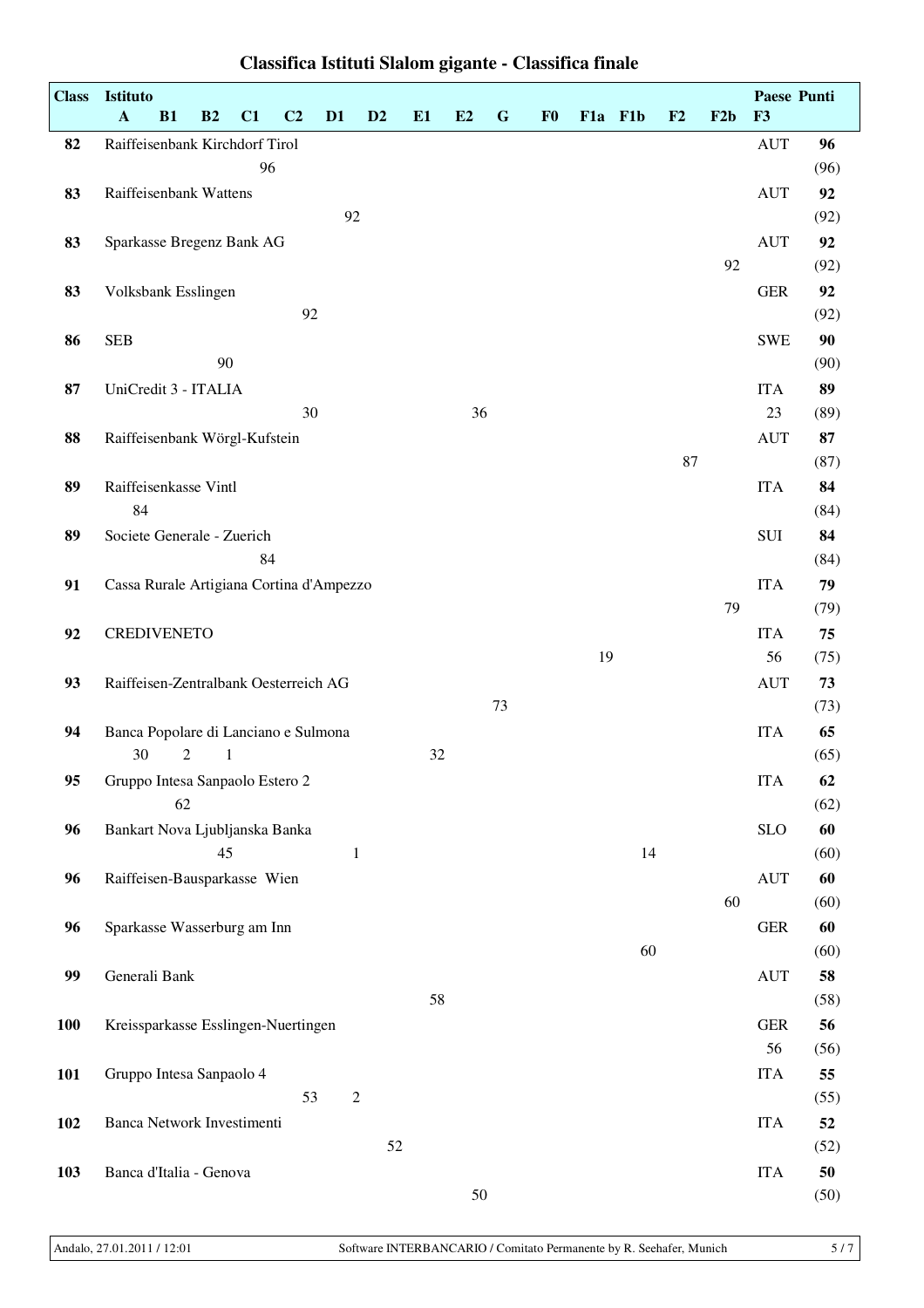# Classifica Istituti Slalom gigante - Classifica finale

| Class | Istituto | A | B1 | B2 | C1 | C2 | D1 | D2 | E1 | E2 | G | F0 | F1a | F1b | F2 | F2b | F3 | Paese | Punti |
|---|---|---|---|---|---|---|---|---|---|---|---|---|---|---|---|---|---|---|---|
| 82 | Raiffeisenbank Kirchdorf Tirol | | | | 96 | | | | | | | | | | | | | AUT | 96 (96) |
| 83 | Raiffeisenbank Wattens | | | | | | 92 | | | | | | | | | | | AUT | 92 (92) |
| 83 | Sparkasse Bregenz Bank AG | | | | | | | | | | | | | | | 92 | | AUT | 92 (92) |
| 83 | Volksbank Esslingen | | | | | 92 | | | | | | | | | | | | GER | 92 (92) |
| 86 | SEB | | | 90 | | | | | | | | | | | | | | SWE | 90 (90) |
| 87 | UniCredit 3 - ITALIA | | | | | 30 | | | | 36 | | | | | | | 23 | ITA | 89 (89) |
| 88 | Raiffeisenbank Wörgl-Kufstein | | | | | | | | | | | | | | 87 | | | AUT | 87 (87) |
| 89 | Raiffeisenkasse Vintl | 84 | | | | | | | | | | | | | | | | ITA | 84 (84) |
| 89 | Societe Generale - Zuerich | | | | 84 | | | | | | | | | | | | | SUI | 84 (84) |
| 91 | Cassa Rurale Artigiana Cortina d'Ampezzo | | | | | | | | | | | | | | | 79 | | ITA | 79 (79) |
| 92 | CREDIVENETO | | | | | | | | | | | | 19 | | | | 56 | ITA | 75 (75) |
| 93 | Raiffeisen-Zentralbank Oesterreich AG | | | | | | | | | | 73 | | | | | | | AUT | 73 (73) |
| 94 | Banca Popolare di Lanciano e Sulmona | 30 | 2 | 1 | | | | | 32 | | | | | | | | | ITA | 65 (65) |
| 95 | Gruppo Intesa Sanpaolo Estero 2 | | 62 | | | | | | | | | | | | | | | ITA | 62 (62) |
| 96 | Bankart Nova Ljubljanska Banka | | | 45 | | | 1 | | | | | | | 14 | | | | SLO | 60 (60) |
| 96 | Raiffeisen-Bausparkasse Wien | | | | | | | | | | | | | | | 60 | | AUT | 60 (60) |
| 96 | Sparkasse Wasserburg am Inn | | | | | | | | | | | | | 60 | | | | GER | 60 (60) |
| 99 | Generali Bank | | | | | | | | 58 | | | | | | | | | AUT | 58 (58) |
| 100 | Kreissparkasse Esslingen-Nuertingen | | | | | | | | | | | | | | | | 56 | GER | 56 (56) |
| 101 | Gruppo Intesa Sanpaolo 4 | | | | | 53 | 2 | | | | | | | | | | | ITA | 55 (55) |
| 102 | Banca Network Investimenti | | | | | | | 52 | | | | | | | | | | ITA | 52 (52) |
| 103 | Banca d'Italia - Genova | | | | | | | | | 50 | | | | | | | | ITA | 50 (50) |

Andalo, 27.01.2011 / 12:01 — Software INTERBANCARIO / Comitato Permanente by R. Seehafer, Munich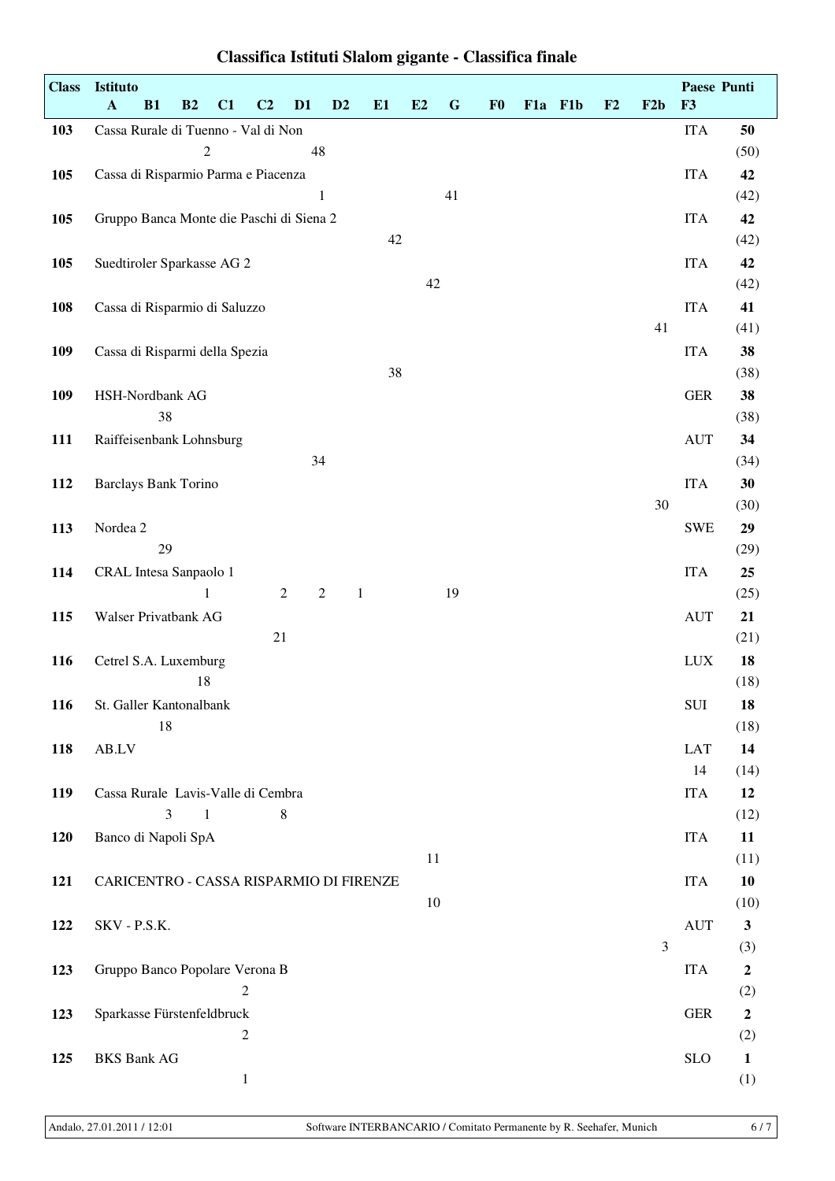# Classifica Istituti Slalom gigante - Classifica finale

| Class | Istituto | A | B1 | B2 | C1 | C2 | D1 | D2 | E1 | E2 | G | F0 | F1a | F1b | F2 | F2b | F3 | Paese | Punti |
|---|---|---|---|---|---|---|---|---|---|---|---|---|---|---|---|---|---|---|---|
| 103 | Cassa Rurale di Tuenno - Val di Non | | | 2 | | | 48 | | | | | | | | | | | ITA | **50** (50) |
| 105 | Cassa di Risparmio Parma e Piacenza | | | | | | 1 | | | | 41 | | | | | | | ITA | **42** (42) |
| 105 | Gruppo Banca Monte die Paschi di Siena 2 | | | | | | | | 42 | | | | | | | | | ITA | **42** (42) |
| 105 | Suedtiroler Sparkasse AG 2 | | | | | | | | | 42 | | | | | | | | ITA | **42** (42) |
| 108 | Cassa di Risparmio di Saluzzo | | | | | | | | | | | | | | | 41 | | ITA | **41** (41) |
| 109 | Cassa di Risparmi della Spezia | | | | | | | | 38 | | | | | | | | | ITA | **38** (38) |
| 109 | HSH-Nordbank AG | | 38 | | | | | | | | | | | | | | | GER | **38** (38) |
| 111 | Raiffeisenbank Lohnsburg | | | | | | 34 | | | | | | | | | | | AUT | **34** (34) |
| 112 | Barclays Bank Torino | | | | | | | | | | | | | | | 30 | | ITA | **30** (30) |
| 113 | Nordea 2 | | 29 | | | | | | | | | | | | | | | SWE | **29** (29) |
| 114 | CRAL Intesa Sanpaolo 1 | | | 1 | | 2 | 2 | 1 | | | 19 | | | | | | | ITA | **25** (25) |
| 115 | Walser Privatbank AG | | | | | 21 | | | | | | | | | | | | AUT | **21** (21) |
| 116 | Cetrel S.A. Luxemburg | | | 18 | | | | | | | | | | | | | | LUX | **18** (18) |
| 116 | St. Galler Kantonalbank | | 18 | | | | | | | | | | | | | | | SUI | **18** (18) |
| 118 | AB.LV | | | | | | | | | | | | | | | | 14 | LAT | **14** (14) |
| 119 | Cassa Rurale Lavis-Valle di Cembra | | 3 | 1 | | 8 | | | | | | | | | | | | ITA | **12** (12) |
| 120 | Banco di Napoli SpA | | | | | | | | | 11 | | | | | | | | ITA | **11** (11) |
| 121 | CARICENTRO - CASSA RISPARMIO DI FIRENZE | | | | | | | | | 10 | | | | | | | | ITA | **10** (10) |
| 122 | SKV - P.S.K. | | | | | | | | | | | | | | | 3 | | AUT | **3** (3) |
| 123 | Gruppo Banco Popolare Verona B | | | | 2 | | | | | | | | | | | | | ITA | **2** (2) |
| 123 | Sparkasse Fürstenfeldbruck | | | | 2 | | | | | | | | | | | | | GER | **2** (2) |
| 125 | BKS Bank AG | | | | 1 | | | | | | | | | | | | | SLO | **1** (1) |

Andalo, 27.01.2011 / 12:01 — Software INTERBANCARIO / Comitato Permanente by R. Seehafer, Munich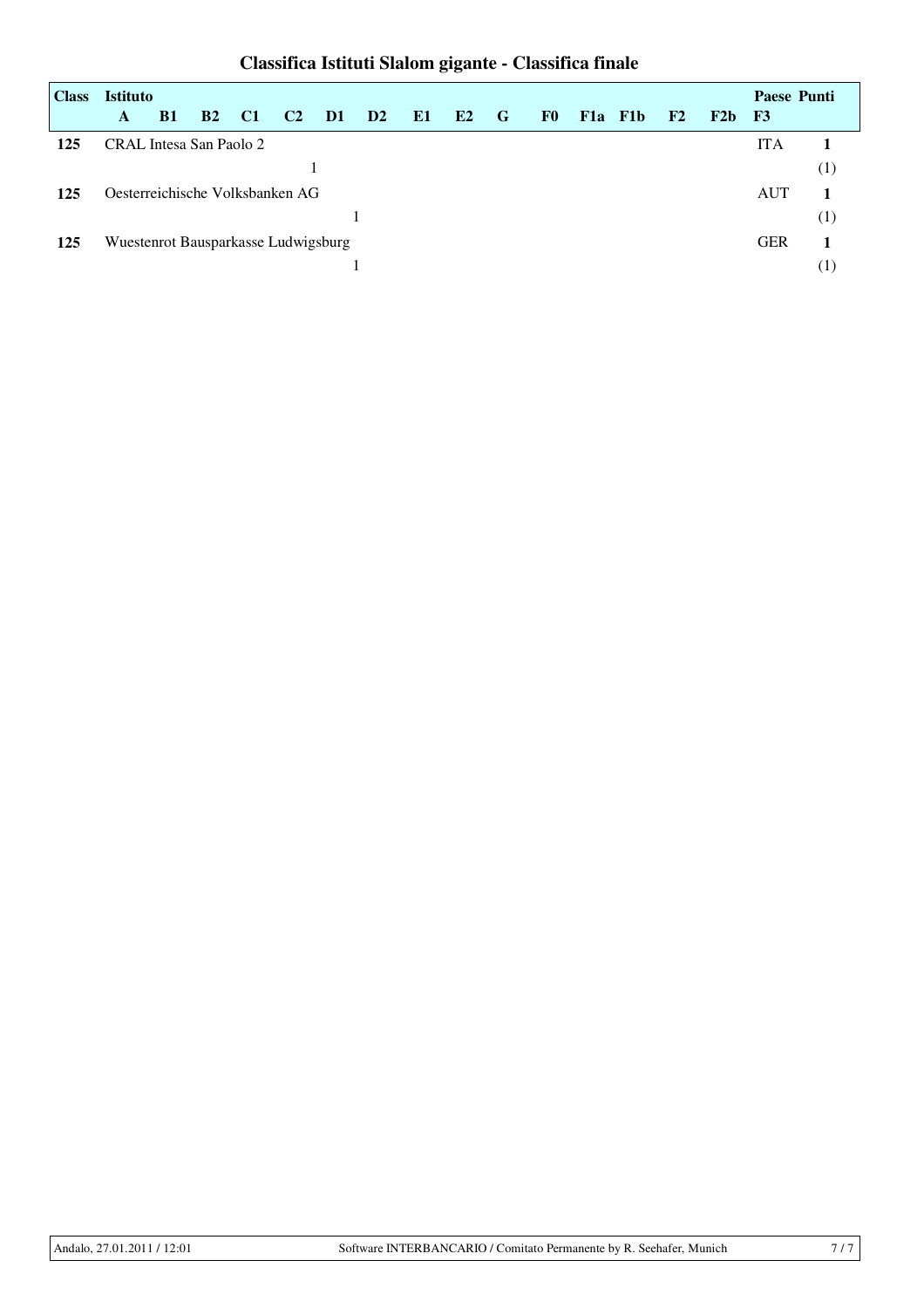# Classifica Istituti Slalom gigante - Classifica finale

| Class | Istituto | A | B1 | B2 | C1 | C2 | D1 | D2 | E1 | E2 | G | F0 | F1a | F1b | F2 | F2b | F3 | Paese | Punti |
|---|---|---|---|---|---|---|---|---|---|---|---|---|---|---|---|---|---|---|---|
| **125** | CRAL Intesa San Paolo 2 | | | | | | | | | | | | | | | | | ITA | **1** |
| | | | | | | 1 | | | | | | | | | | | | | (1) |
| **125** | Oesterreichische Volksbanken AG | | | | | | | | | | | | | | | | | AUT | **1** |
| | | | | | | | 1 | | | | | | | | | | | | (1) |
| **125** | Wuestenrot Bausparkasse Ludwigsburg | | | | | | | | | | | | | | | | | GER | **1** |
| | | | | | | | 1 | | | | | | | | | | | | (1) |

Andalo, 27.01.2011 / 12:01 — Software INTERBANCARIO / Comitato Permanente by R. Seehafer, Munich